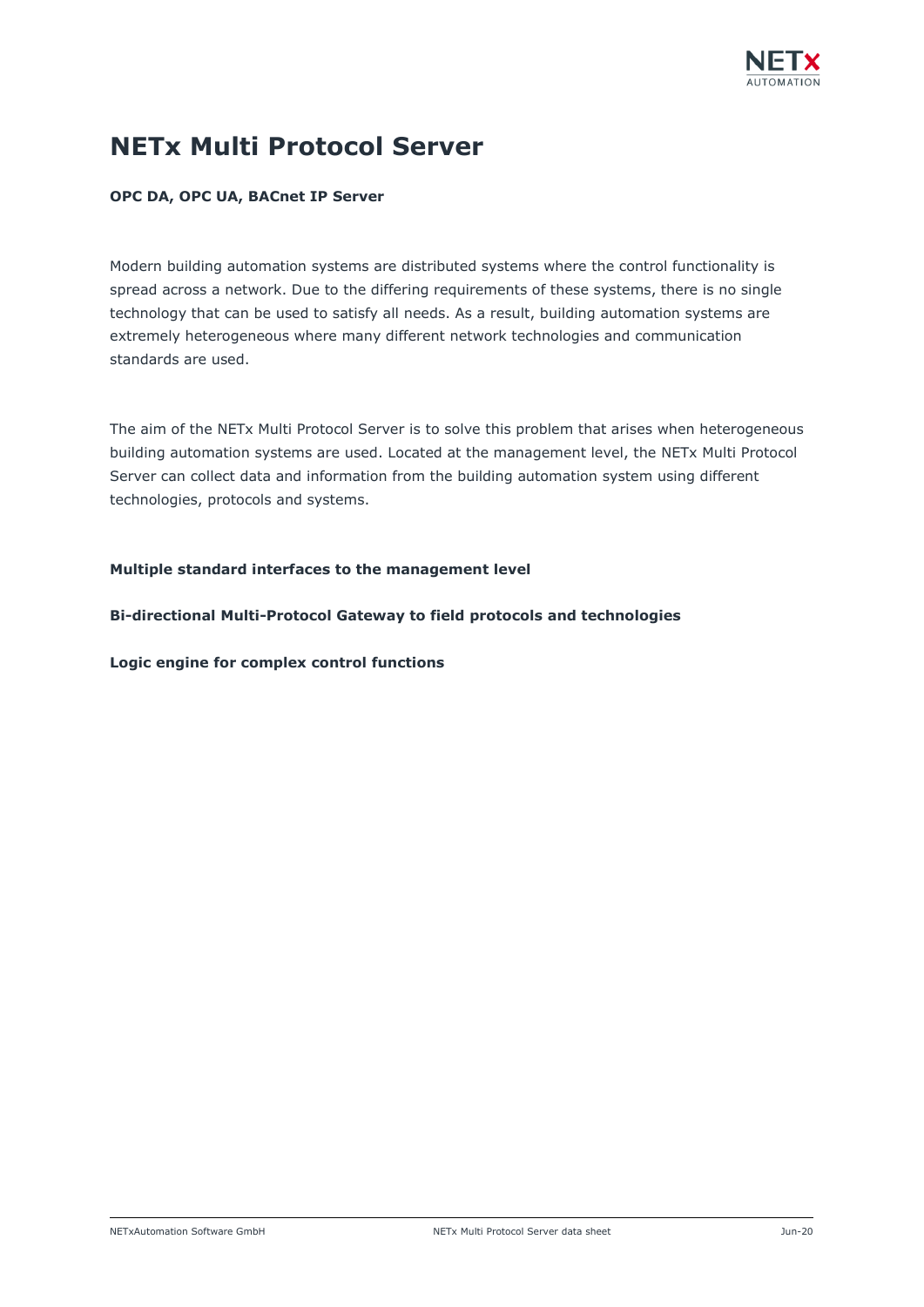# NETx Multi Protocol Server

**OPC DA, OPC UA, BACnet IP Server**

Modern building automation systems are distributed systems where the control functionality is spread across a network. Due to the differing requirements of these systems, there is no single technology that can be used to satisfy all needs. As a result, building automation systems are extremely heterogeneous where many different network technologies and communication standards are used.

The aim of the NETx Multi Protocol Server is to solve this problem that arises when heterogeneous building automation systems are used. Located at the management level, the NETx Multi Protocol Server can collect data and information from the building automation system using different technologies, protocols and systems.

**Multiple standard interfaces to the management level**

**Bi-directional Multi-Protocol Gateway to field protocols and technologies**

**Logic engine for complex control functions**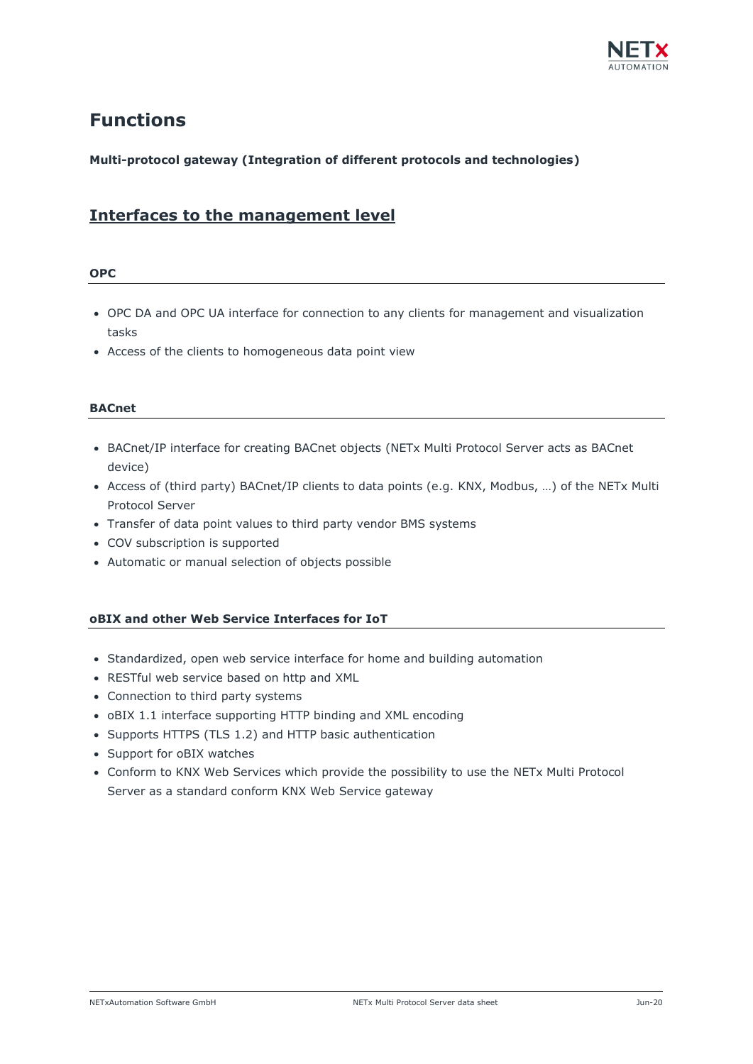# Functions

**Multi-protocol gateway (Integration of different protocols and technologies)**

## Interfaces to the management level

### OPC

- OPC DA and OPC UA interface for connection to any clients for management and visualization tasks
- Access of the clients to homogeneous data point view

### BACnet

- BACnet/IP interface for creating BACnet objects (NETx Multi Protocol Server acts as BACnet device)
- Access of (third party) BACnet/IP clients to data points (e.g. KNX, Modbus, …) of the NETx Multi Protocol Server
- Transfer of data point values to third party vendor BMS systems
- COV subscription is supported
- Automatic or manual selection of objects possible

### oBIX and other Web Service Interfaces for IoT

- Standardized, open web service interface for home and building automation
- RESTful web service based on http and XML
- Connection to third party systems
- oBIX 1.1 interface supporting HTTP binding and XML encoding
- Supports HTTPS (TLS 1.2) and HTTP basic authentication
- Support for oBIX watches
- Conform to KNX Web Services which provide the possibility to use the NETx Multi Protocol Server as a standard conform KNX Web Service gateway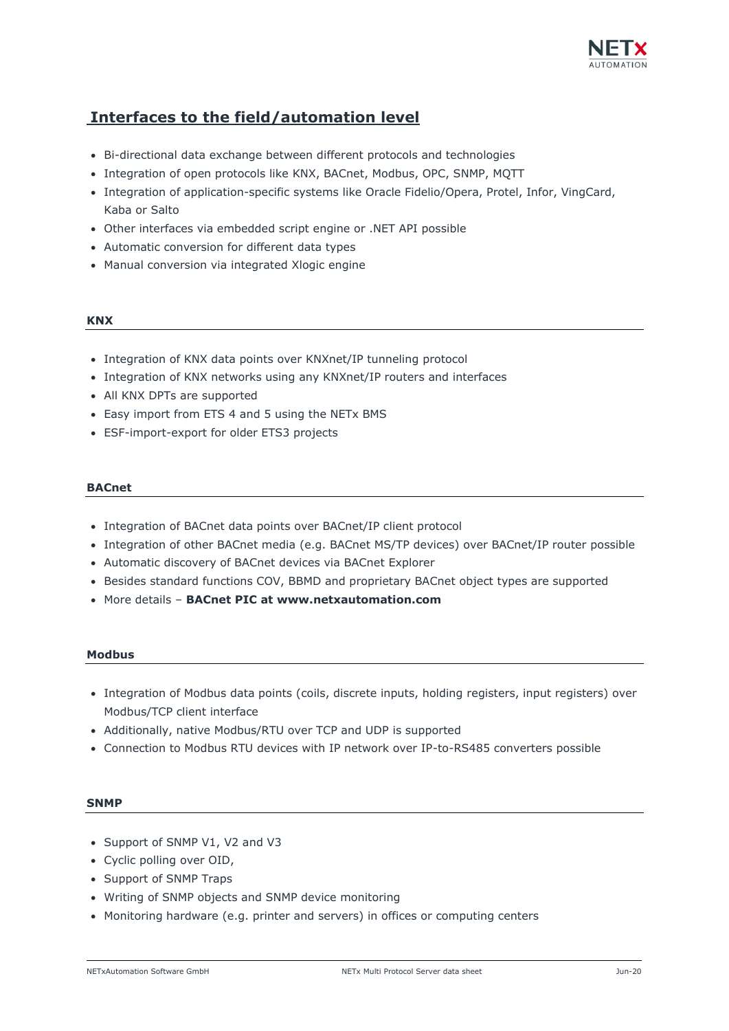## Interfaces to the field/automation level

- Bi-directional data exchange between different protocols and technologies
- Integration of open protocols like KNX, BACnet, Modbus, OPC, SNMP, MQTT
- Integration of application-specific systems like Oracle Fidelio/Opera, Protel, Infor, VingCard, Kaba or Salto
- Other interfaces via embedded script engine or .NET API possible
- Automatic conversion for different data types
- Manual conversion via integrated Xlogic engine

### KNX

- Integration of KNX data points over KNXnet/IP tunneling protocol
- Integration of KNX networks using any KNXnet/IP routers and interfaces
- All KNX DPTs are supported
- Easy import from ETS 4 and 5 using the NETx BMS
- ESF-import-export for older ETS3 projects

### BACnet

- Integration of BACnet data points over BACnet/IP client protocol
- Integration of other BACnet media (e.g. BACnet MS/TP devices) over BACnet/IP router possible
- Automatic discovery of BACnet devices via BACnet Explorer
- Besides standard functions COV, BBMD and proprietary BACnet object types are supported
- More details – **BACnet PIC at www.netxautomation.com**

### Modbus

- Integration of Modbus data points (coils, discrete inputs, holding registers, input registers) over Modbus/TCP client interface
- Additionally, native Modbus/RTU over TCP and UDP is supported
- Connection to Modbus RTU devices with IP network over IP-to-RS485 converters possible

### SNMP

- Support of SNMP V1, V2 and V3
- Cyclic polling over OID,
- Support of SNMP Traps
- Writing of SNMP objects and SNMP device monitoring
- Monitoring hardware (e.g. printer and servers) in offices or computing centers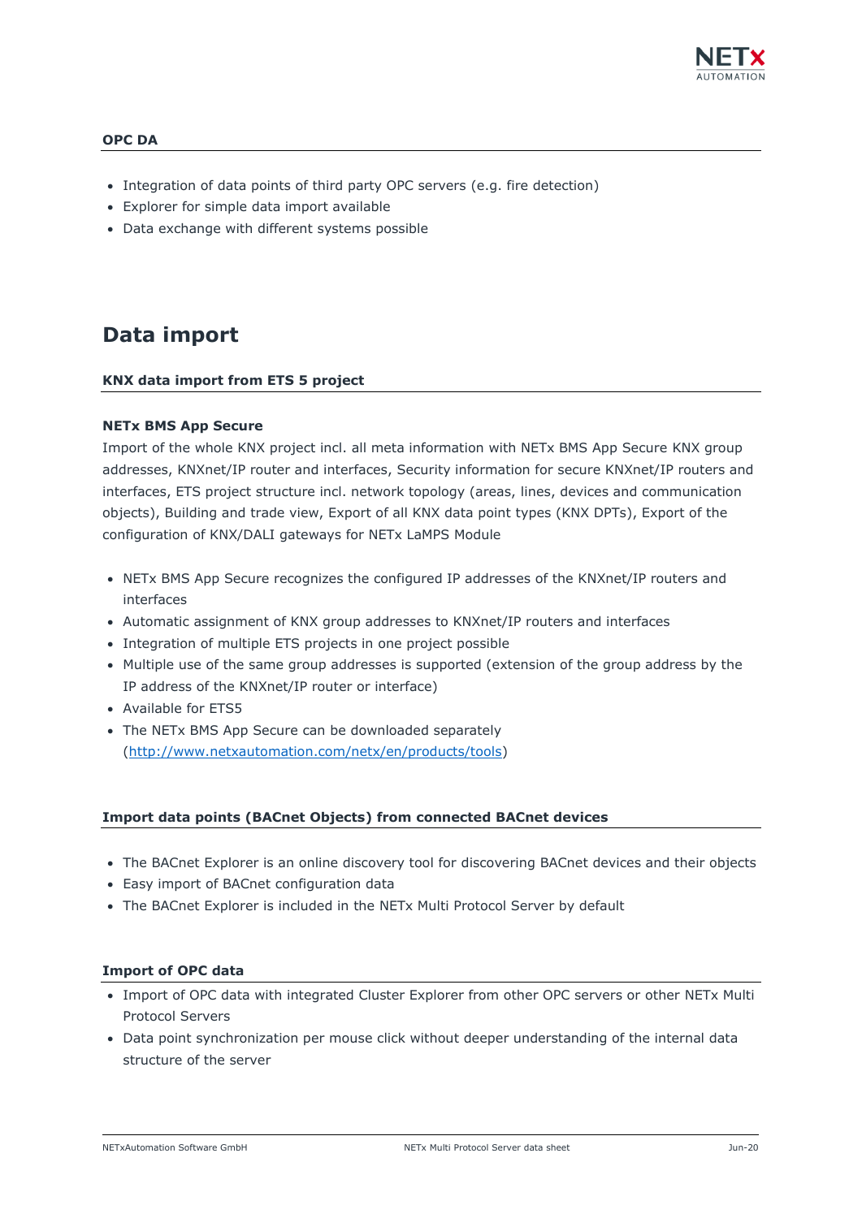### OPC DA

- Integration of data points of third party OPC servers (e.g. fire detection)
- Explorer for simple data import available
- Data exchange with different systems possible

## Data import

### KNX data import from ETS 5 project

**NETx BMS App Secure**

Import of the whole KNX project incl. all meta information with NETx BMS App Secure KNX group addresses, KNXnet/IP router and interfaces, Security information for secure KNXnet/IP routers and interfaces, ETS project structure incl. network topology (areas, lines, devices and communication objects), Building and trade view, Export of all KNX data point types (KNX DPTs), Export of the configuration of KNX/DALI gateways for NETx LaMPS Module

- NETx BMS App Secure recognizes the configured IP addresses of the KNXnet/IP routers and interfaces
- Automatic assignment of KNX group addresses to KNXnet/IP routers and interfaces
- Integration of multiple ETS projects in one project possible
- Multiple use of the same group addresses is supported (extension of the group address by the IP address of the KNXnet/IP router or interface)
- Available for ETS5
- The NETx BMS App Secure can be downloaded separately (http://www.netxautomation.com/netx/en/products/tools)

### Import data points (BACnet Objects) from connected BACnet devices

- The BACnet Explorer is an online discovery tool for discovering BACnet devices and their objects
- Easy import of BACnet configuration data
- The BACnet Explorer is included in the NETx Multi Protocol Server by default

### Import of OPC data

- Import of OPC data with integrated Cluster Explorer from other OPC servers or other NETx Multi Protocol Servers
- Data point synchronization per mouse click without deeper understanding of the internal data structure of the server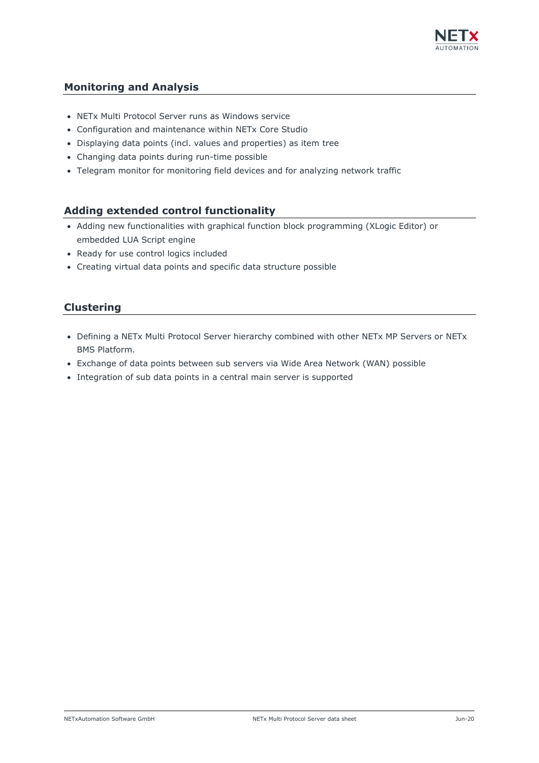## Monitoring and Analysis

- NETx Multi Protocol Server runs as Windows service
- Configuration and maintenance within NETx Core Studio
- Displaying data points (incl. values and properties) as item tree
- Changing data points during run-time possible
- Telegram monitor for monitoring field devices and for analyzing network traffic

## Adding extended control functionality

- Adding new functionalities with graphical function block programming (XLogic Editor) or embedded LUA Script engine
- Ready for use control logics included
- Creating virtual data points and specific data structure possible

## Clustering

- Defining a NETx Multi Protocol Server hierarchy combined with other NETx MP Servers or NETx BMS Platform.
- Exchange of data points between sub servers via Wide Area Network (WAN) possible
- Integration of sub data points in a central main server is supported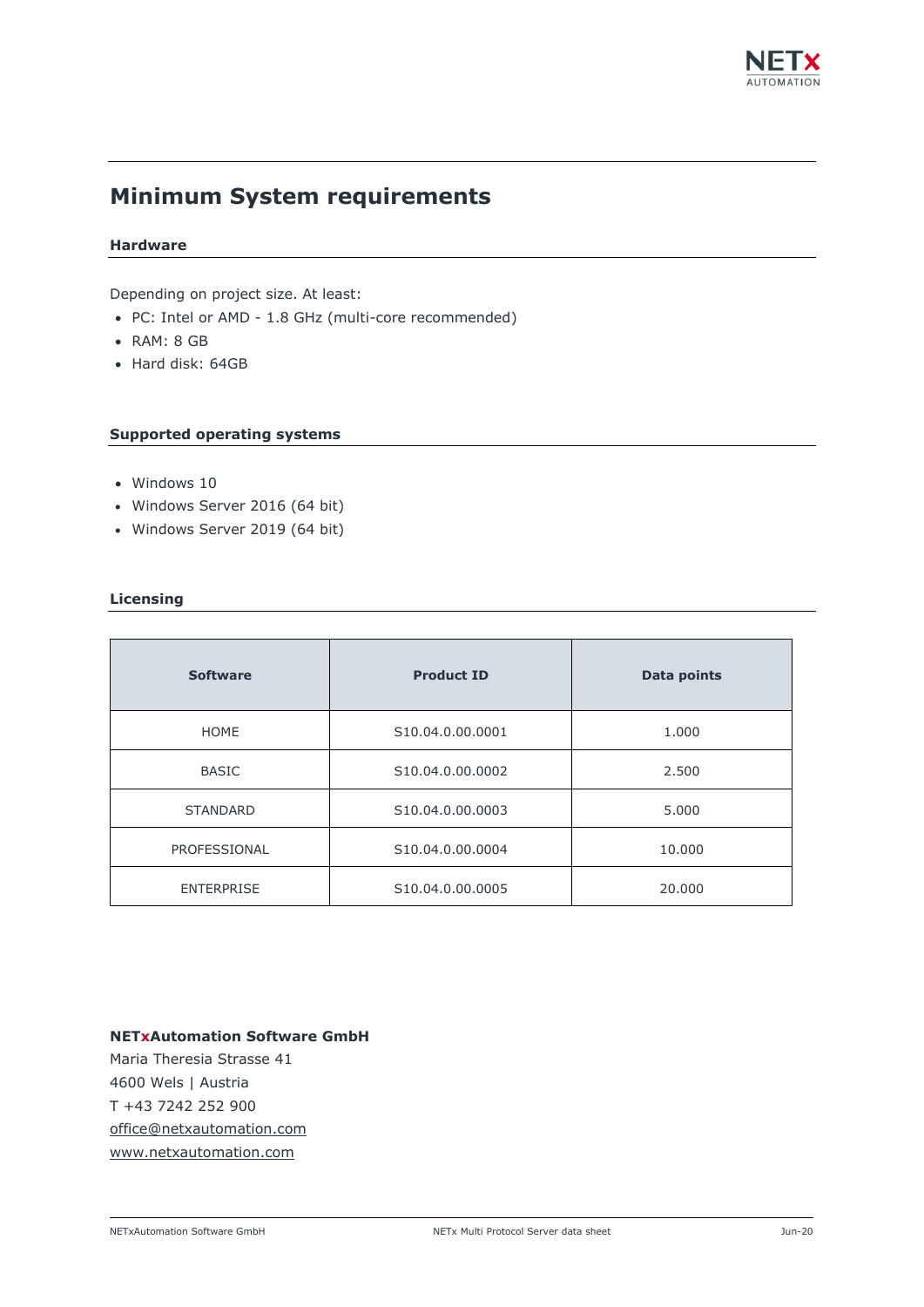# Minimum System requirements

### Hardware

Depending on project size. At least:

- PC: Intel or AMD - 1.8 GHz (multi-core recommended)
- RAM: 8 GB
- Hard disk: 64GB

### Supported operating systems

- Windows 10
- Windows Server 2016 (64 bit)
- Windows Server 2019 (64 bit)

### Licensing

| Software | Product ID | Data points |
|---|---|---|
| HOME | S10.04.0.00.0001 | 1.000 |
| BASIC | S10.04.0.00.0002 | 2.500 |
| STANDARD | S10.04.0.00.0003 | 5.000 |
| PROFESSIONAL | S10.04.0.00.0004 | 10.000 |
| ENTERPRISE | S10.04.0.00.0005 | 20.000 |

**NETxAutomation Software GmbH**
Maria Theresia Strasse 41
4600 Wels | Austria
T +43 7242 252 900
office@netxautomation.com
www.netxautomation.com